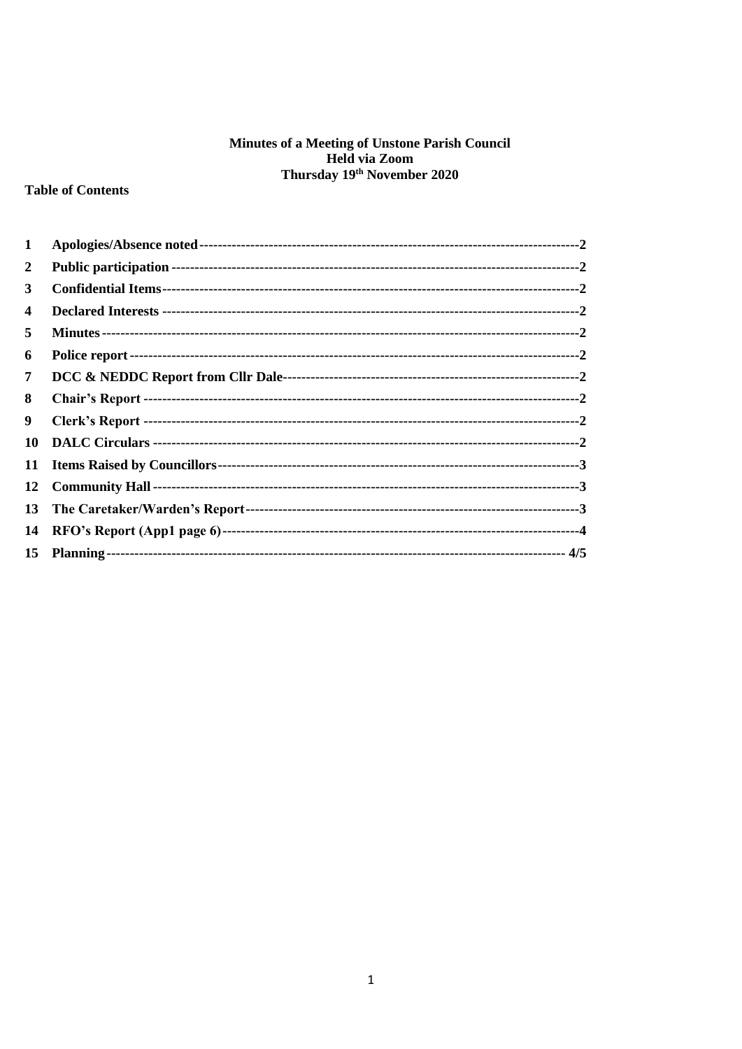# Minutes of a Meeting of Unstone Parish Council
## Held via Zoom
## Thursday 19th November 2020

**Table of Contents**

| | | |
|---|---|---|
| **1** | **Apologies/Absence noted** | **2** |
| **2** | **Public participation** | **2** |
| **3** | **Confidential Items** | **2** |
| **4** | **Declared Interests** | **2** |
| **5** | **Minutes** | **2** |
| **6** | **Police report** | **2** |
| **7** | **DCC & NEDDC Report from Cllr Dale** | **2** |
| **8** | **Chair's Report** | **2** |
| **9** | **Clerk's Report** | **2** |
| **10** | **DALC Circulars** | **2** |
| **11** | **Items Raised by Councillors** | **3** |
| **12** | **Community Hall** | **3** |
| **13** | **The Caretaker/Warden's Report** | **3** |
| **14** | **RFO's Report (App1 page 6)** | **4** |
| **15** | **Planning** | **4/5** |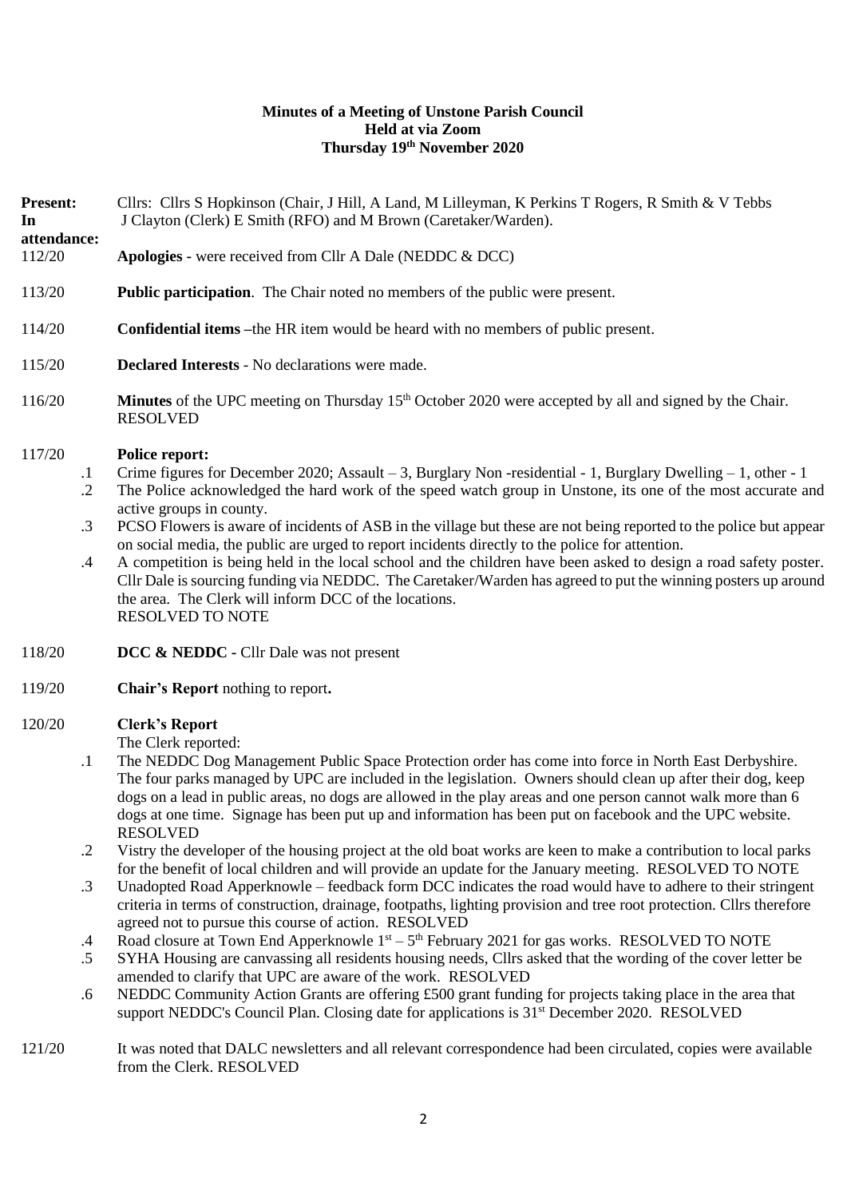**Minutes of a Meeting of Unstone Parish Council**
**Held at via Zoom**
**Thursday 19th November 2020**

**Present:** Cllrs: Cllrs S Hopkinson (Chair, J Hill, A Land, M Lilleyman, K Perkins T Rogers, R Smith & V Tebbs

**In attendance:** J Clayton (Clerk) E Smith (RFO) and M Brown (Caretaker/Warden).

112/20 **Apologies** - were received from Cllr A Dale (NEDDC & DCC)

113/20 **Public participation**. The Chair noted no members of the public were present.

114/20 **Confidential items** –the HR item would be heard with no members of public present.

115/20 **Declared Interests** - No declarations were made.

116/20 **Minutes** of the UPC meeting on Thursday 15th October 2020 were accepted by all and signed by the Chair. RESOLVED

117/20 **Police report:**

- .1 Crime figures for December 2020; Assault – 3, Burglary Non -residential - 1, Burglary Dwelling – 1, other - 1
- .2 The Police acknowledged the hard work of the speed watch group in Unstone, its one of the most accurate and active groups in county.
- .3 PCSO Flowers is aware of incidents of ASB in the village but these are not being reported to the police but appear on social media, the public are urged to report incidents directly to the police for attention.
- .4 A competition is being held in the local school and the children have been asked to design a road safety poster. Cllr Dale is sourcing funding via NEDDC. The Caretaker/Warden has agreed to put the winning posters up around the area. The Clerk will inform DCC of the locations.
  RESOLVED TO NOTE

118/20 **DCC & NEDDC** - Cllr Dale was not present

119/20 **Chair's Report** nothing to report**.**

120/20 **Clerk's Report**

The Clerk reported:

- .1 The NEDDC Dog Management Public Space Protection order has come into force in North East Derbyshire. The four parks managed by UPC are included in the legislation. Owners should clean up after their dog, keep dogs on a lead in public areas, no dogs are allowed in the play areas and one person cannot walk more than 6 dogs at one time. Signage has been put up and information has been put on facebook and the UPC website. RESOLVED
- .2 Vistry the developer of the housing project at the old boat works are keen to make a contribution to local parks for the benefit of local children and will provide an update for the January meeting. RESOLVED TO NOTE
- .3 Unadopted Road Apperknowle – feedback form DCC indicates the road would have to adhere to their stringent criteria in terms of construction, drainage, footpaths, lighting provision and tree root protection. Cllrs therefore agreed not to pursue this course of action. RESOLVED
- .4 Road closure at Town End Apperknowle 1st – 5th February 2021 for gas works. RESOLVED TO NOTE
- .5 SYHA Housing are canvassing all residents housing needs, Cllrs asked that the wording of the cover letter be amended to clarify that UPC are aware of the work. RESOLVED
- .6 NEDDC Community Action Grants are offering £500 grant funding for projects taking place in the area that support NEDDC's Council Plan. Closing date for applications is 31st December 2020. RESOLVED

121/20 It was noted that DALC newsletters and all relevant correspondence had been circulated, copies were available from the Clerk. RESOLVED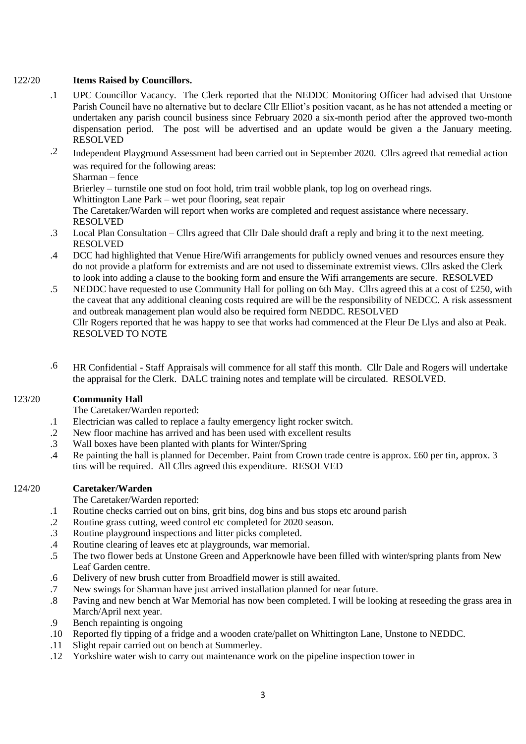122/20 **Items Raised by Councillors.**

.1 UPC Councillor Vacancy. The Clerk reported that the NEDDC Monitoring Officer had advised that Unstone Parish Council have no alternative but to declare Cllr Elliot's position vacant, as he has not attended a meeting or undertaken any parish council business since February 2020 a six-month period after the approved two-month dispensation period. The post will be advertised and an update would be given a the January meeting. RESOLVED

.2 Independent Playground Assessment had been carried out in September 2020. Cllrs agreed that remedial action was required for the following areas:
Sharman – fence
Brierley – turnstile one stud on foot hold, trim trail wobble plank, top log on overhead rings.
Whittington Lane Park – wet pour flooring, seat repair
The Caretaker/Warden will report when works are completed and request assistance where necessary. RESOLVED

.3 Local Plan Consultation – Cllrs agreed that Cllr Dale should draft a reply and bring it to the next meeting. RESOLVED

.4 DCC had highlighted that Venue Hire/Wifi arrangements for publicly owned venues and resources ensure they do not provide a platform for extremists and are not used to disseminate extremist views. Cllrs asked the Clerk to look into adding a clause to the booking form and ensure the Wifi arrangements are secure. RESOLVED

.5 NEDDC have requested to use Community Hall for polling on 6th May. Cllrs agreed this at a cost of £250, with the caveat that any additional cleaning costs required are will be the responsibility of NEDCC. A risk assessment and outbreak management plan would also be required form NEDDC. RESOLVED
Cllr Rogers reported that he was happy to see that works had commenced at the Fleur De Llys and also at Peak. RESOLVED TO NOTE

.6 HR Confidential - Staff Appraisals will commence for all staff this month. Cllr Dale and Rogers will undertake the appraisal for the Clerk. DALC training notes and template will be circulated. RESOLVED.

123/20 **Community Hall**

The Caretaker/Warden reported:

.1 Electrician was called to replace a faulty emergency light rocker switch.
.2 New floor machine has arrived and has been used with excellent results
.3 Wall boxes have been planted with plants for Winter/Spring
.4 Re painting the hall is planned for December. Paint from Crown trade centre is approx. £60 per tin, approx. 3 tins will be required. All Cllrs agreed this expenditure. RESOLVED

124/20 **Caretaker/Warden**

The Caretaker/Warden reported:

.1 Routine checks carried out on bins, grit bins, dog bins and bus stops etc around parish
.2 Routine grass cutting, weed control etc completed for 2020 season.
.3 Routine playground inspections and litter picks completed.
.4 Routine clearing of leaves etc at playgrounds, war memorial.
.5 The two flower beds at Unstone Green and Apperknowle have been filled with winter/spring plants from New Leaf Garden centre.
.6 Delivery of new brush cutter from Broadfield mower is still awaited.
.7 New swings for Sharman have just arrived installation planned for near future.
.8 Paving and new bench at War Memorial has now been completed. I will be looking at reseeding the grass area in March/April next year.
.9 Bench repainting is ongoing
.10 Reported fly tipping of a fridge and a wooden crate/pallet on Whittington Lane, Unstone to NEDDC.
.11 Slight repair carried out on bench at Summerley.
.12 Yorkshire water wish to carry out maintenance work on the pipeline inspection tower in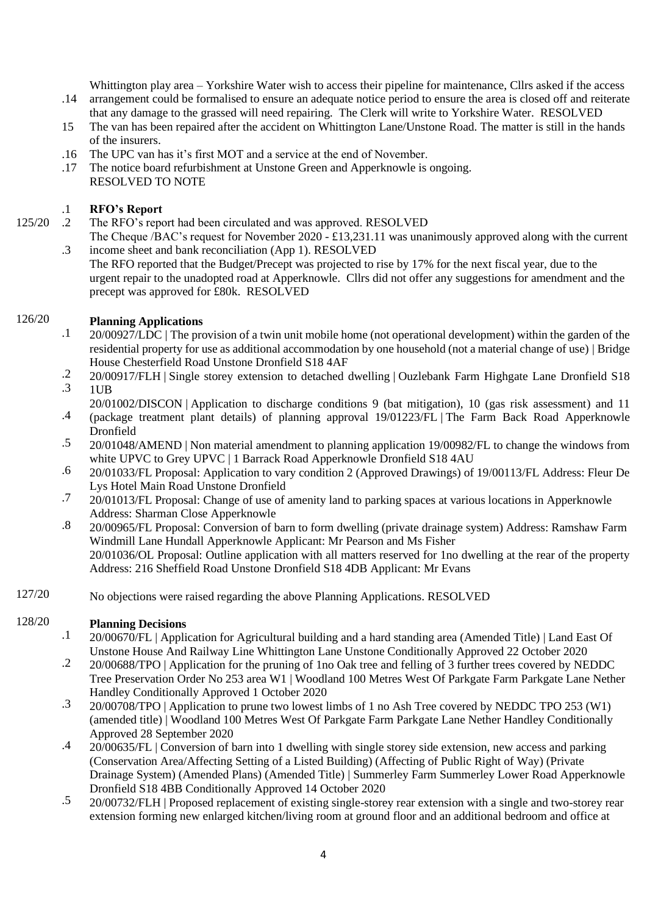.14 Whittington play area – Yorkshire Water wish to access their pipeline for maintenance, Cllrs asked if the access arrangement could be formalised to ensure an adequate notice period to ensure the area is closed off and reiterate that any damage to the grassed will need repairing. The Clerk will write to Yorkshire Water. RESOLVED

15 The van has been repaired after the accident on Whittington Lane/Unstone Road. The matter is still in the hands of the insurers.

.16 The UPC van has it's first MOT and a service at the end of November.

.17 The notice board refurbishment at Unstone Green and Apperknowle is ongoing.
RESOLVED TO NOTE

125/20

.1 **RFO's Report**

.2 The RFO's report had been circulated and was approved. RESOLVED

.3 The Cheque /BAC's request for November 2020 - £13,231.11 was unanimously approved along with the current income sheet and bank reconciliation (App 1). RESOLVED

The RFO reported that the Budget/Precept was projected to rise by 17% for the next fiscal year, due to the urgent repair to the unadopted road at Apperknowle. Cllrs did not offer any suggestions for amendment and the precept was approved for £80k. RESOLVED

126/20 **Planning Applications**

.1 20/00927/LDC | The provision of a twin unit mobile home (not operational development) within the garden of the residential property for use as additional accommodation by one household (not a material change of use) | Bridge House Chesterfield Road Unstone Dronfield S18 4AF

.2 20/00917/FLH | Single storey extension to detached dwelling | Ouzlebank Farm Highgate Lane Dronfield S18 1UB

.3 20/01002/DISCON | Application to discharge conditions 9 (bat mitigation), 10 (gas risk assessment) and 11 (package treatment plant details) of planning approval 19/01223/FL | The Farm Back Road Apperknowle Dronfield

.4 20/01048/AMEND | Non material amendment to planning application 19/00982/FL to change the windows from white UPVC to Grey UPVC | 1 Barrack Road Apperknowle Dronfield S18 4AU

.5 20/01033/FL Proposal: Application to vary condition 2 (Approved Drawings) of 19/00113/FL Address: Fleur De Lys Hotel Main Road Unstone Dronfield

.6 20/01013/FL Proposal: Change of use of amenity land to parking spaces at various locations in Apperknowle Address: Sharman Close Apperknowle

.7 20/00965/FL Proposal: Conversion of barn to form dwelling (private drainage system) Address: Ramshaw Farm Windmill Lane Hundall Apperknowle Applicant: Mr Pearson and Ms Fisher

.8 20/01036/OL Proposal: Outline application with all matters reserved for 1no dwelling at the rear of the property Address: 216 Sheffield Road Unstone Dronfield S18 4DB Applicant: Mr Evans

127/20 No objections were raised regarding the above Planning Applications. RESOLVED

128/20 **Planning Decisions**

.1 20/00670/FL | Application for Agricultural building and a hard standing area (Amended Title) | Land East Of Unstone House And Railway Line Whittington Lane Unstone Conditionally Approved 22 October 2020

.2 20/00688/TPO | Application for the pruning of 1no Oak tree and felling of 3 further trees covered by NEDDC Tree Preservation Order No 253 area W1 | Woodland 100 Metres West Of Parkgate Farm Parkgate Lane Nether Handley Conditionally Approved 1 October 2020

.3 20/00708/TPO | Application to prune two lowest limbs of 1 no Ash Tree covered by NEDDC TPO 253 (W1) (amended title) | Woodland 100 Metres West Of Parkgate Farm Parkgate Lane Nether Handley Conditionally Approved 28 September 2020

.4 20/00635/FL | Conversion of barn into 1 dwelling with single storey side extension, new access and parking (Conservation Area/Affecting Setting of a Listed Building) (Affecting of Public Right of Way) (Private Drainage System) (Amended Plans) (Amended Title) | Summerley Farm Summerley Lower Road Apperknowle Dronfield S18 4BB Conditionally Approved 14 October 2020

.5 20/00732/FLH | Proposed replacement of existing single-storey rear extension with a single and two-storey rear extension forming new enlarged kitchen/living room at ground floor and an additional bedroom and office at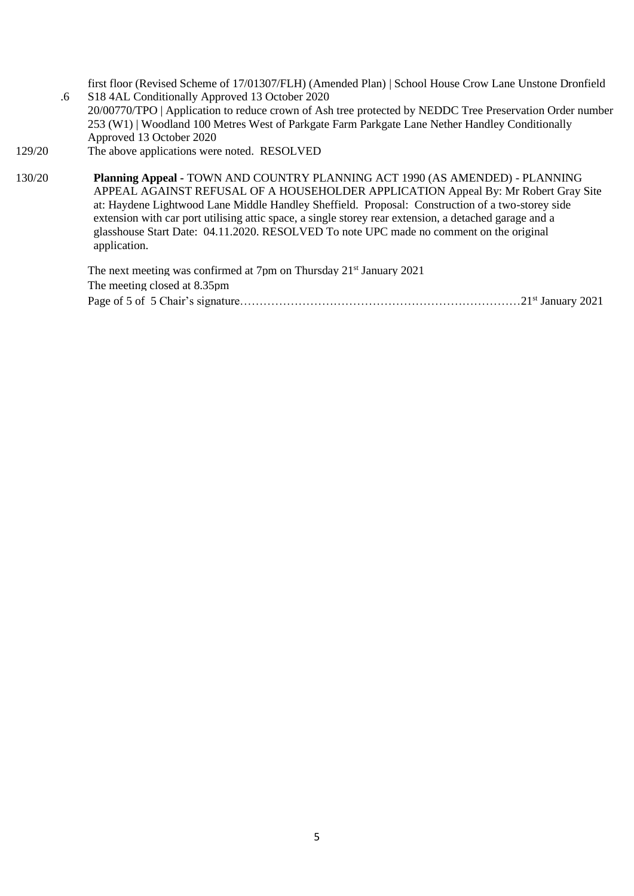.6 first floor (Revised Scheme of 17/01307/FLH) (Amended Plan) | School House Crow Lane Unstone Dronfield S18 4AL Conditionally Approved 13 October 2020

20/00770/TPO | Application to reduce crown of Ash tree protected by NEDDC Tree Preservation Order number 253 (W1) | Woodland 100 Metres West of Parkgate Farm Parkgate Lane Nether Handley Conditionally Approved 13 October 2020

129/20 The above applications were noted. RESOLVED

130/20 **Planning Appeal -** TOWN AND COUNTRY PLANNING ACT 1990 (AS AMENDED) - PLANNING APPEAL AGAINST REFUSAL OF A HOUSEHOLDER APPLICATION Appeal By: Mr Robert Gray Site at: Haydene Lightwood Lane Middle Handley Sheffield. Proposal: Construction of a two-storey side extension with car port utilising attic space, a single storey rear extension, a detached garage and a glasshouse Start Date: 04.11.2020. RESOLVED To note UPC made no comment on the original application.

The next meeting was confirmed at 7pm on Thursday 21st January 2021

The meeting closed at 8.35pm

Page of 5 of 5 Chair's signature……………………………………………………………………21st January 2021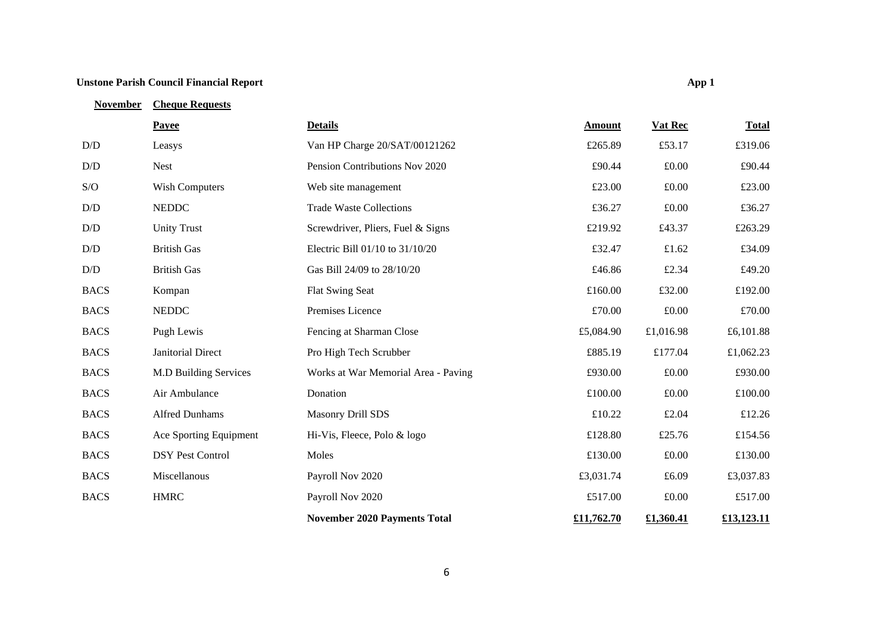**Unstone Parish Council Financial Report** **App 1**

| **November** | **Cheque Requests** | | | | |
|---|---|---|---|---|---|
| | **Payee** | **Details** | **Amount** | **Vat Rec** | **Total** |
| D/D | Leasys | Van HP Charge 20/SAT/00121262 | £265.89 | £53.17 | £319.06 |
| D/D | Nest | Pension Contributions Nov 2020 | £90.44 | £0.00 | £90.44 |
| S/O | Wish Computers | Web site management | £23.00 | £0.00 | £23.00 |
| D/D | NEDDC | Trade Waste Collections | £36.27 | £0.00 | £36.27 |
| D/D | Unity Trust | Screwdriver, Pliers, Fuel & Signs | £219.92 | £43.37 | £263.29 |
| D/D | British Gas | Electric Bill 01/10 to 31/10/20 | £32.47 | £1.62 | £34.09 |
| D/D | British Gas | Gas Bill 24/09 to 28/10/20 | £46.86 | £2.34 | £49.20 |
| BACS | Kompan | Flat Swing Seat | £160.00 | £32.00 | £192.00 |
| BACS | NEDDC | Premises Licence | £70.00 | £0.00 | £70.00 |
| BACS | Pugh Lewis | Fencing at Sharman Close | £5,084.90 | £1,016.98 | £6,101.88 |
| BACS | Janitorial Direct | Pro High Tech Scrubber | £885.19 | £177.04 | £1,062.23 |
| BACS | M.D Building Services | Works at War Memorial Area - Paving | £930.00 | £0.00 | £930.00 |
| BACS | Air Ambulance | Donation | £100.00 | £0.00 | £100.00 |
| BACS | Alfred Dunhams | Masonry Drill SDS | £10.22 | £2.04 | £12.26 |
| BACS | Ace Sporting Equipment | Hi-Vis, Fleece, Polo & logo | £128.80 | £25.76 | £154.56 |
| BACS | DSY Pest Control | Moles | £130.00 | £0.00 | £130.00 |
| BACS | Miscellanous | Payroll Nov 2020 | £3,031.74 | £6.09 | £3,037.83 |
| BACS | HMRC | Payroll Nov 2020 | £517.00 | £0.00 | £517.00 |
| | | **November 2020 Payments Total** | **£11,762.70** | **£1,360.41** | **£13,123.11** |